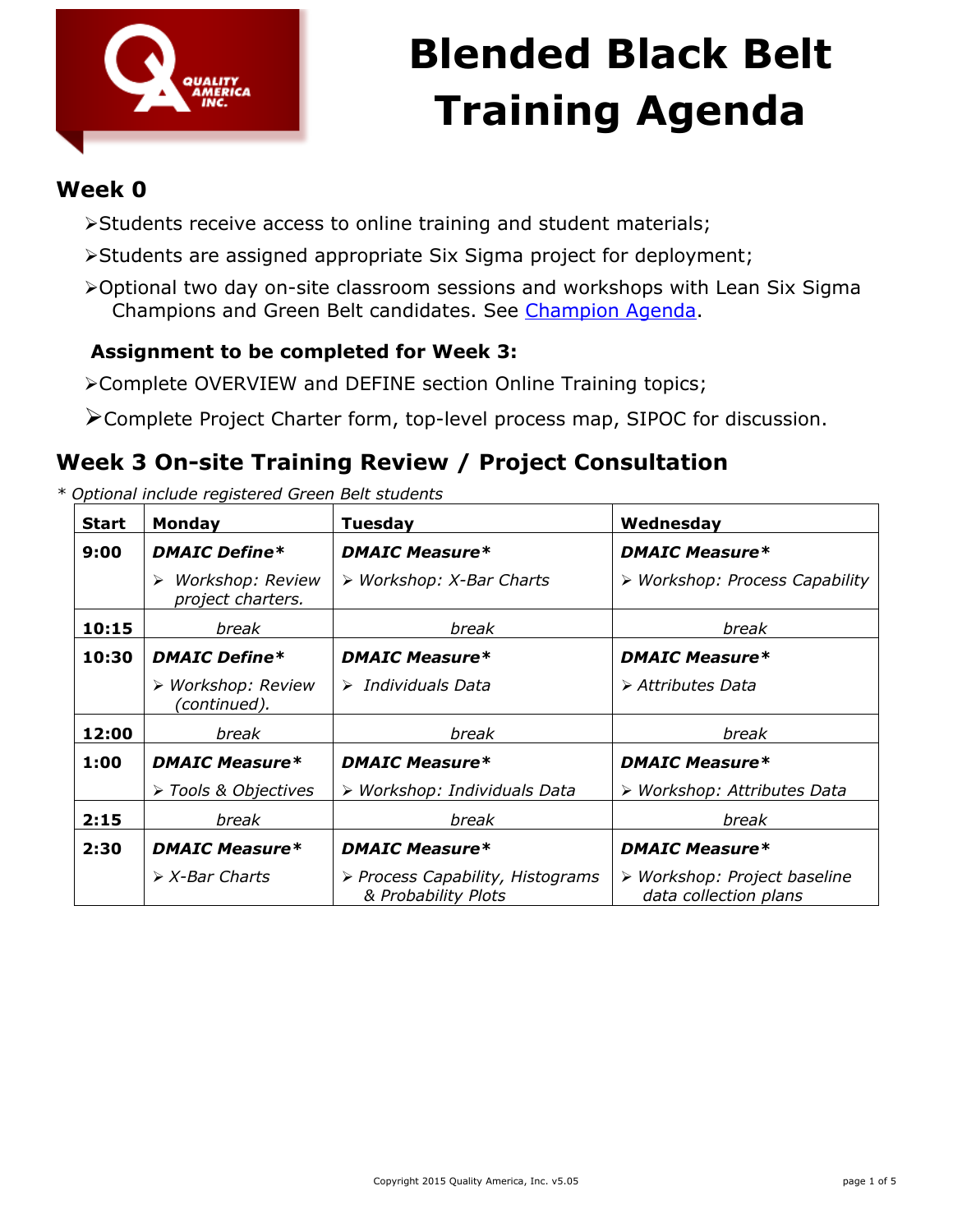# Blended Black Belt Training Agenda

## Week 0

- Students receive access to online training and student materials;
- Students are assigned appropriate Six Sigma project for deployment;
- Optional two day on-site classroom sessions and workshops with Lean Six Sigma Champions and Green Belt candidates. See Champion Agenda.

### Assignment to be completed for Week 3:

- Complete OVERVIEW and DEFINE section Online Training topics;
- Complete Project Charter form, top-level process map, SIPOC for discussion.

## Week 3 On-site Training Review / Project Consultation

*\* Optional include registered Green Belt students*

| Start | Monday | Tuesday | Wednesday |
|---|---|---|---|
| 9:00 | ***DMAIC Define**** <br> *Workshop: Review project charters.* | ***DMAIC Measure**** <br> *Workshop: X-Bar Charts* | ***DMAIC Measure**** <br> *Workshop: Process Capability* |
| 10:15 | *break* | *break* | *break* |
| 10:30 | ***DMAIC Define**** <br> *Workshop: Review (continued).* | ***DMAIC Measure**** <br> *Individuals Data* | ***DMAIC Measure**** <br> *Attributes Data* |
| 12:00 | *break* | *break* | *break* |
| 1:00 | ***DMAIC Measure**** <br> *Tools & Objectives* | ***DMAIC Measure**** <br> *Workshop: Individuals Data* | ***DMAIC Measure**** <br> *Workshop: Attributes Data* |
| 2:15 | *break* | *break* | *break* |
| 2:30 | ***DMAIC Measure**** <br> *X-Bar Charts* | ***DMAIC Measure**** <br> *Process Capability, Histograms & Probability Plots* | ***DMAIC Measure**** <br> *Workshop: Project baseline data collection plans* |

Copyright 2015 Quality America, Inc. v5.05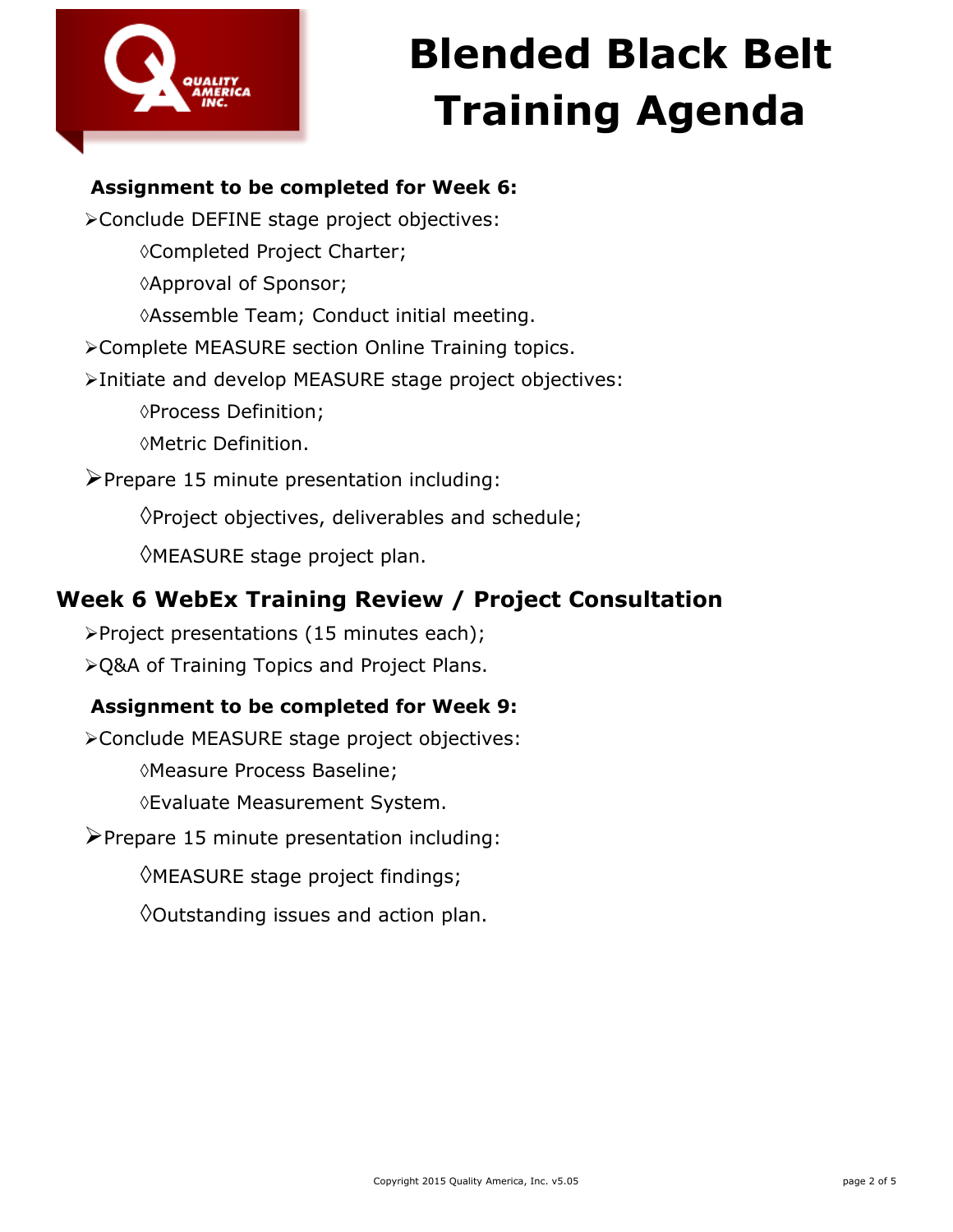# Blended Black Belt Training Agenda

**Assignment to be completed for Week 6:**

- Conclude DEFINE stage project objectives:
  - ◊Completed Project Charter;
  - ◊Approval of Sponsor;
  - ◊Assemble Team; Conduct initial meeting.
- Complete MEASURE section Online Training topics.
- Initiate and develop MEASURE stage project objectives:
  - ◊Process Definition;
  - ◊Metric Definition.
- Prepare 15 minute presentation including:
  - ◊Project objectives, deliverables and schedule;
  - ◊MEASURE stage project plan.

## Week 6 WebEx Training Review / Project Consultation

- Project presentations (15 minutes each);
- Q&A of Training Topics and Project Plans.

**Assignment to be completed for Week 9:**

- Conclude MEASURE stage project objectives:
  - ◊Measure Process Baseline;
  - ◊Evaluate Measurement System.
- Prepare 15 minute presentation including:
  - ◊MEASURE stage project findings;
  - ◊Outstanding issues and action plan.

Copyright 2015 Quality America, Inc. v5.05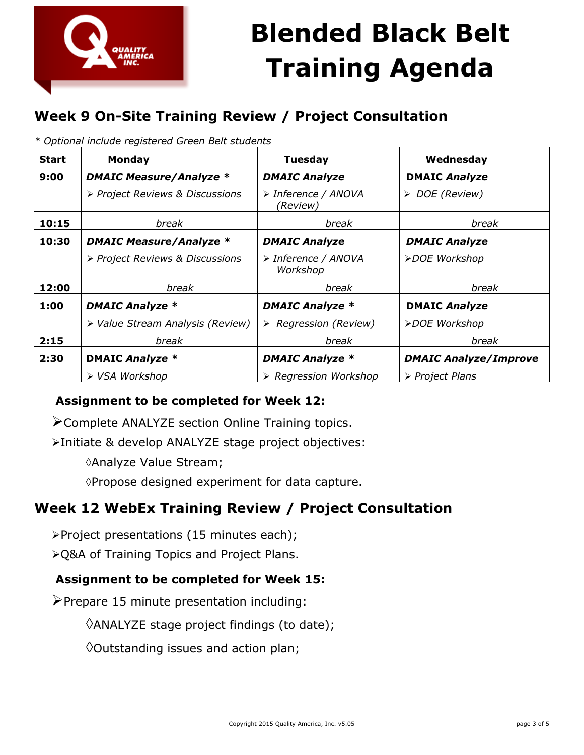# Blended Black Belt Training Agenda

## Week 9 On-Site Training Review / Project Consultation

*\* Optional include registered Green Belt students*

| Start | Monday | Tuesday | Wednesday |
|---|---|---|---|
| 9:00 | ***DMAIC Measure/Analyze \**** ➢ *Project Reviews & Discussions* | ***DMAIC Analyze*** ➢ *Inference / ANOVA (Review)* | **DMAIC *Analyze*** ➢ *DOE (Review)* |
| 10:15 | *break* | *break* | *break* |
| 10:30 | ***DMAIC Measure/Analyze \**** ➢ *Project Reviews & Discussions* | ***DMAIC Analyze*** ➢ *Inference / ANOVA Workshop* | ***DMAIC Analyze*** ➢ *DOE Workshop* |
| 12:00 | *break* | *break* | *break* |
| 1:00 | ***DMAIC Analyze \**** ➢ *Value Stream Analysis (Review)* | ***DMAIC Analyze \**** ➢ *Regression (Review)* | **DMAIC *Analyze*** ➢ *DOE Workshop* |
| 2:15 | *break* | *break* | *break* |
| 2:30 | **DMAIC *Analyze \**** ➢ *VSA Workshop* | ***DMAIC Analyze \**** ➢ *Regression Workshop* | ***DMAIC Analyze/Improve*** ➢ *Project Plans* |

### Assignment to be completed for Week 12:

- Complete ANALYZE section Online Training topics.
- Initiate & develop ANALYZE stage project objectives:
  - ◊Analyze Value Stream;
  - ◊Propose designed experiment for data capture.

## Week 12 WebEx Training Review / Project Consultation

- Project presentations (15 minutes each);
- Q&A of Training Topics and Project Plans.

### Assignment to be completed for Week 15:

- Prepare 15 minute presentation including:
  - ◊ANALYZE stage project findings (to date);
  - ◊Outstanding issues and action plan;

Copyright 2015 Quality America, Inc. v5.05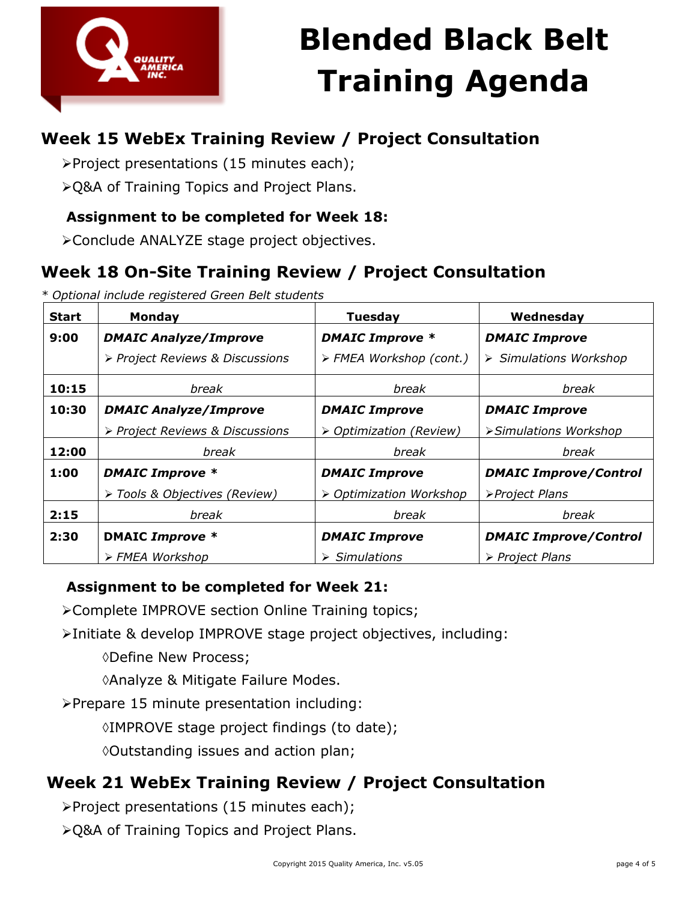# Blended Black Belt Training Agenda

## Week 15 WebEx Training Review / Project Consultation

- Project presentations (15 minutes each);
- Q&A of Training Topics and Project Plans.

### Assignment to be completed for Week 18:

- Conclude ANALYZE stage project objectives.

## Week 18 On-Site Training Review / Project Consultation

*\* Optional include registered Green Belt students*

| Start | Monday | Tuesday | Wednesday |
|---|---|---|---|
| 9:00 | ***DMAIC Analyze/Improve*** <br> ➢ *Project Reviews & Discussions* | ***DMAIC Improve \**** <br> ➢ *FMEA Workshop (cont.)* | ***DMAIC Improve*** <br> ➢ *Simulations Workshop* |
| 10:15 | *break* | *break* | *break* |
| 10:30 | ***DMAIC Analyze/Improve*** <br> ➢ *Project Reviews & Discussions* | ***DMAIC Improve*** <br> ➢ *Optimization (Review)* | ***DMAIC Improve*** <br> ➢ *Simulations Workshop* |
| 12:00 | *break* | *break* | *break* |
| 1:00 | ***DMAIC Improve \**** <br> ➢ *Tools & Objectives (Review)* | ***DMAIC Improve*** <br> ➢ *Optimization Workshop* | ***DMAIC Improve/Control*** <br> ➢ *Project Plans* |
| 2:15 | *break* | *break* | *break* |
| 2:30 | **DMAIC *Improve \**** <br> ➢ *FMEA Workshop* | ***DMAIC Improve*** <br> ➢ *Simulations* | ***DMAIC Improve/Control*** <br> ➢ *Project Plans* |

### Assignment to be completed for Week 21:

- Complete IMPROVE section Online Training topics;
- Initiate & develop IMPROVE stage project objectives, including:
  - ◊Define New Process;
  - ◊Analyze & Mitigate Failure Modes.
- Prepare 15 minute presentation including:
  - ◊IMPROVE stage project findings (to date);
  - ◊Outstanding issues and action plan;

## Week 21 WebEx Training Review / Project Consultation

- Project presentations (15 minutes each);
- Q&A of Training Topics and Project Plans.

Copyright 2015 Quality America, Inc. v5.05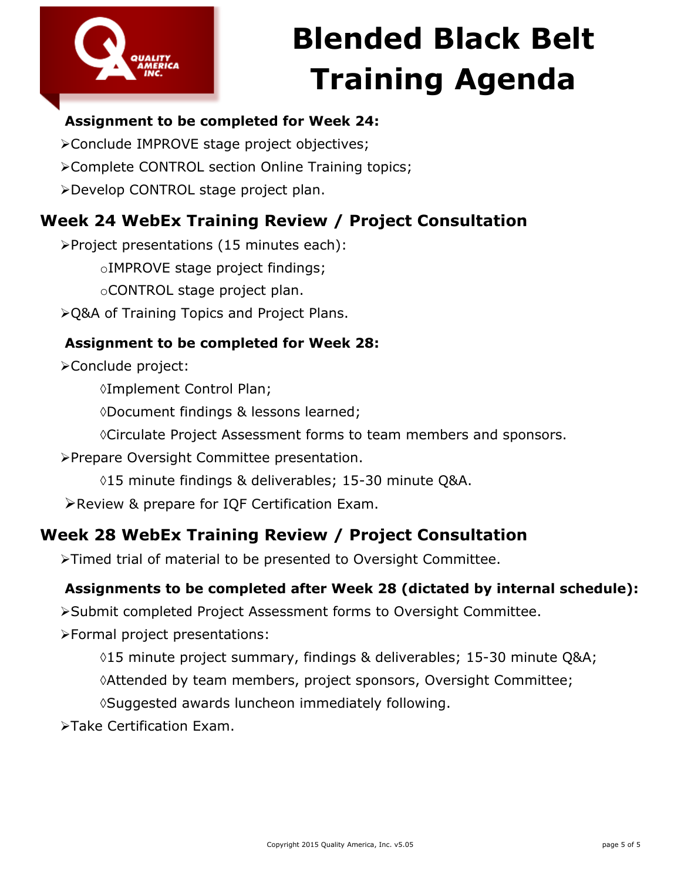# Blended Black Belt Training Agenda

**Assignment to be completed for Week 24:**

- Conclude IMPROVE stage project objectives;
- Complete CONTROL section Online Training topics;
- Develop CONTROL stage project plan.

## Week 24 WebEx Training Review / Project Consultation

- Project presentations (15 minutes each):
  - IMPROVE stage project findings;
  - CONTROL stage project plan.
- Q&A of Training Topics and Project Plans.

**Assignment to be completed for Week 28:**

- Conclude project:
  - ◊Implement Control Plan;
  - ◊Document findings & lessons learned;
  - ◊Circulate Project Assessment forms to team members and sponsors.
- Prepare Oversight Committee presentation.
  - ◊15 minute findings & deliverables; 15-30 minute Q&A.
- Review & prepare for IQF Certification Exam.

## Week 28 WebEx Training Review / Project Consultation

- Timed trial of material to be presented to Oversight Committee.

**Assignments to be completed after Week 28 (dictated by internal schedule):**

- Submit completed Project Assessment forms to Oversight Committee.
- Formal project presentations:
  - ◊15 minute project summary, findings & deliverables; 15-30 minute Q&A;
  - ◊Attended by team members, project sponsors, Oversight Committee;
  - ◊Suggested awards luncheon immediately following.
- Take Certification Exam.

Copyright 2015 Quality America, Inc. v5.05